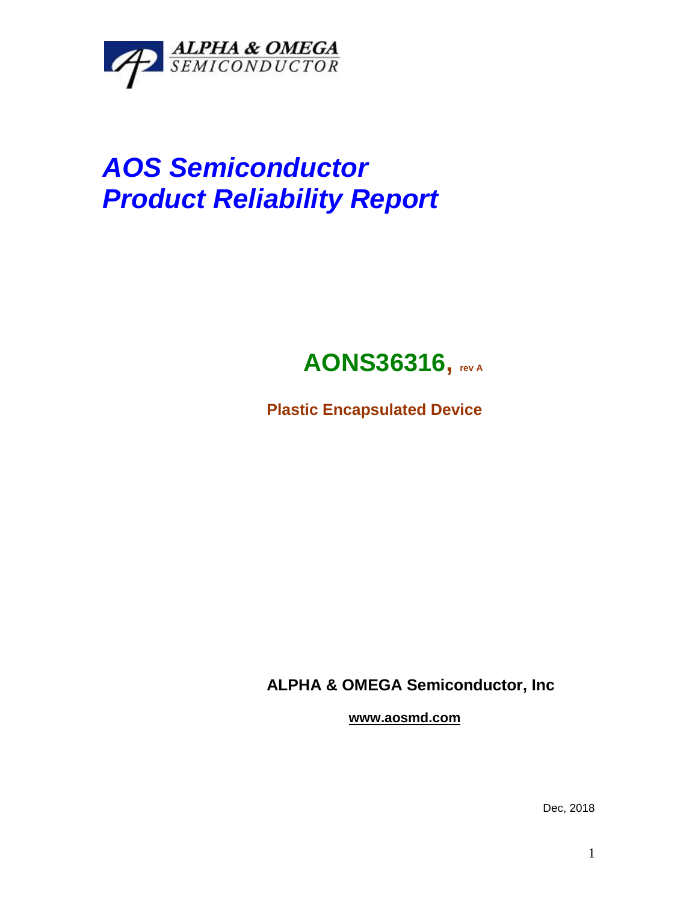ALPHA & OMEGA SEMICONDUCTOR

# *AOS Semiconductor*
# *Product Reliability Report*

## AONS36316, rev A

**Plastic Encapsulated Device**

**ALPHA & OMEGA Semiconductor, Inc**

**www.aosmd.com**

Dec, 2018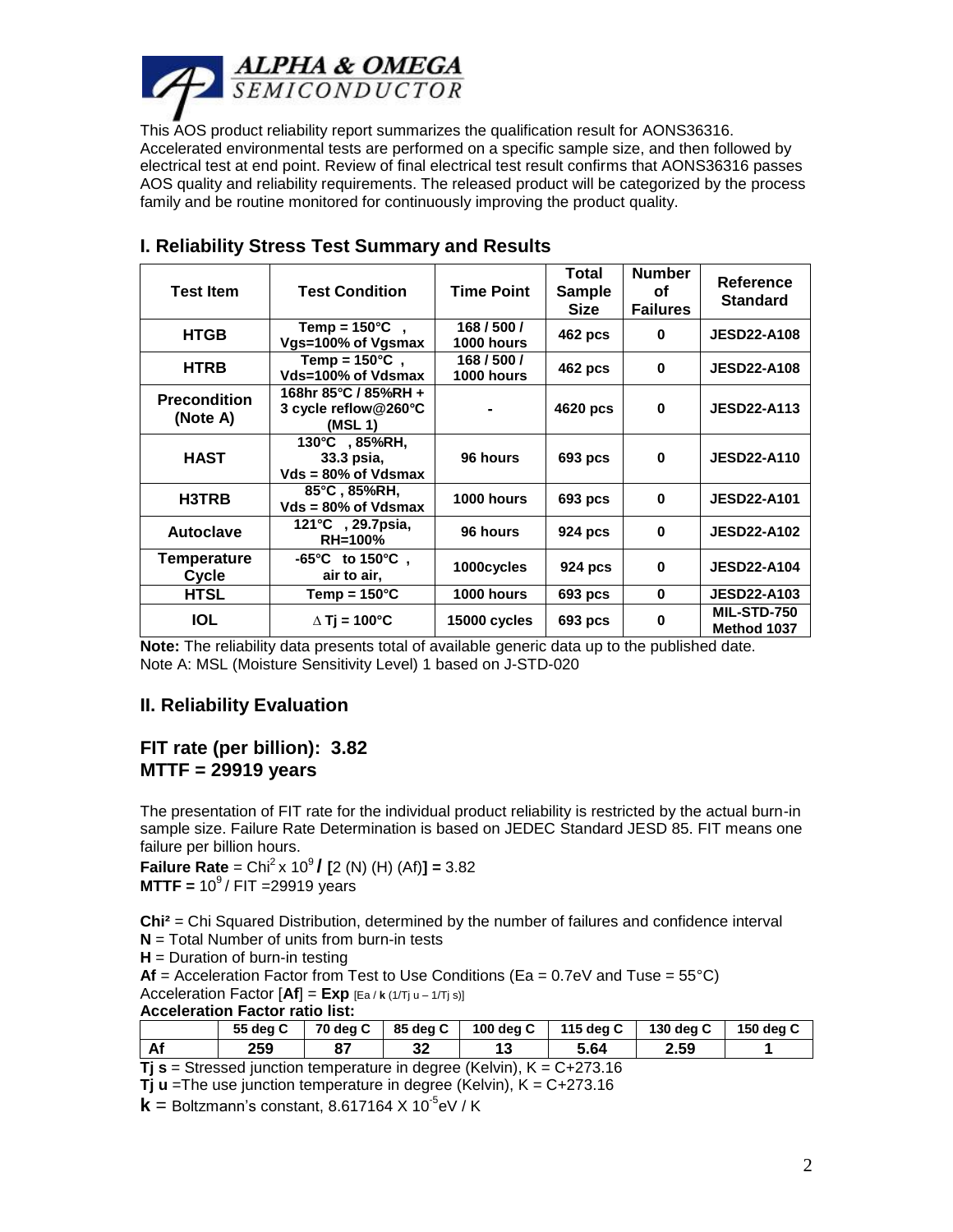ALPHA & OMEGA SEMICONDUCTOR

This AOS product reliability report summarizes the qualification result for AONS36316. Accelerated environmental tests are performed on a specific sample size, and then followed by electrical test at end point. Review of final electrical test result confirms that AONS36316 passes AOS quality and reliability requirements. The released product will be categorized by the process family and be routine monitored for continuously improving the product quality.

## I. Reliability Stress Test Summary and Results

| Test Item | Test Condition | Time Point | Total Sample Size | Number of Failures | Reference Standard |
|---|---|---|---|---|---|
| **HTGB** | **Temp = 150°C , Vgs=100% of Vgsmax** | **168 / 500 / 1000 hours** | **462 pcs** | **0** | **JESD22-A108** |
| **HTRB** | **Temp = 150°C , Vds=100% of Vdsmax** | **168 / 500 / 1000 hours** | **462 pcs** | **0** | **JESD22-A108** |
| **Precondition (Note A)** | **168hr 85°C / 85%RH + 3 cycle reflow@260°C (MSL 1)** | **-** | **4620 pcs** | **0** | **JESD22-A113** |
| **HAST** | **130°C , 85%RH, 33.3 psia, Vds = 80% of Vdsmax** | **96 hours** | **693 pcs** | **0** | **JESD22-A110** |
| **H3TRB** | **85°C , 85%RH, Vds = 80% of Vdsmax** | **1000 hours** | **693 pcs** | **0** | **JESD22-A101** |
| **Autoclave** | **121°C , 29.7psia, RH=100%** | **96 hours** | **924 pcs** | **0** | **JESD22-A102** |
| **Temperature Cycle** | **-65°C to 150°C , air to air,** | **1000cycles** | **924 pcs** | **0** | **JESD22-A104** |
| **HTSL** | **Temp = 150°C** | **1000 hours** | **693 pcs** | **0** | **JESD22-A103** |
| **IOL** | **$\Delta$ Tj = 100°C** | **15000 cycles** | **693 pcs** | **0** | **MIL-STD-750 Method 1037** |

**Note:** The reliability data presents total of available generic data up to the published date.
Note A: MSL (Moisture Sensitivity Level) 1 based on J-STD-020

## II. Reliability Evaluation

### FIT rate (per billion): 3.82
### MTTF = 29919 years

The presentation of FIT rate for the individual product reliability is restricted by the actual burn-in sample size. Failure Rate Determination is based on JEDEC Standard JESD 85. FIT means one failure per billion hours.

**Failure Rate** = $Chi^2 \times 10^9$ **/ [**2 (N) (H) (Af)**] =** 3.82
**MTTF =** $10^9$ / FIT =29919 years

**Chi²** = Chi Squared Distribution, determined by the number of failures and confidence interval
**N** = Total Number of units from burn-in tests
**H** = Duration of burn-in testing
**Af** = Acceleration Factor from Test to Use Conditions (Ea = 0.7eV and Tuse = 55°C)
Acceleration Factor [**Af**] = **Exp** [Ea / **k** (1/Tj u – 1/Tj s)]

**Acceleration Factor ratio list:**

| | 55 deg C | 70 deg C | 85 deg C | 100 deg C | 115 deg C | 130 deg C | 150 deg C |
|---|---|---|---|---|---|---|---|
| **Af** | **259** | **87** | **32** | **13** | **5.64** | **2.59** | **1** |

**Tj s** = Stressed junction temperature in degree (Kelvin), K = C+273.16
**Tj u** =The use junction temperature in degree (Kelvin), K = C+273.16
**k** = Boltzmann's constant, 8.617164 X $10^{-5}$eV / K